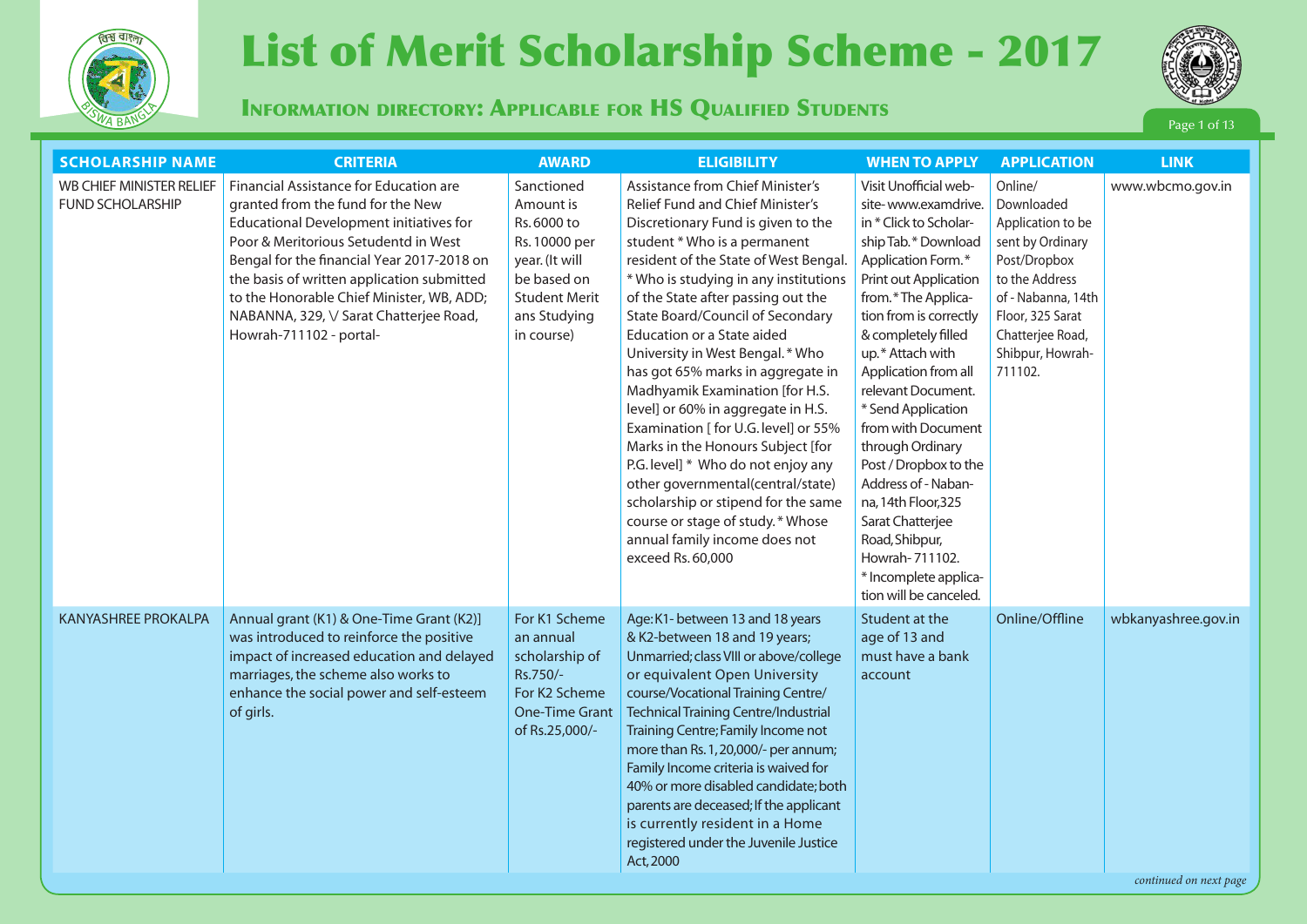# List of Merit Scholarship Scheme - 2017

## Information directory: Applicable for HS Qualified Students

| SCHOLARSHIP NAME | CRITERIA | AWARD | ELIGIBILITY | WHEN TO APPLY | APPLICATION | LINK |
|---|---|---|---|---|---|---|
| WB CHIEF MINISTER RELIEF FUND SCHOLARSHIP | Financial Assistance for Education are granted from the fund for the New Educational Development initiatives for Poor & Meritorious Setudentd in West Bengal for the financial Year 2017-2018 on the basis of written application submitted to the Honorable Chief Minister, WB, ADD; NABANNA, 329, \/ Sarat Chatterjee Road, Howrah-711102 - portal- | Sanctioned Amount is Rs. 6000 to Rs. 10000 per year. (It will be based on Student Merit ans Studying in course) | Assistance from Chief Minister's Relief Fund and Chief Minister's Discretionary Fund is given to the student * Who is a permanent resident of the State of West Bengal. * Who is studying in any institutions of the State after passing out the State Board/Council of Secondary Education or a State aided University in West Bengal. * Who has got 65% marks in aggregate in Madhyamik Examination [for H.S. level] or 60% in aggregate in H.S. Examination [ for U.G. level] or 55% Marks in the Honours Subject [for P.G. level] * Who do not enjoy any other governmental(central/state) scholarship or stipend for the same course or stage of study. * Whose annual family income does not exceed Rs. 60,000 | Visit Unofficial web-site- www.examdrive. in * Click to Scholar-ship Tab. * Download Application Form. * Print out Application from. * The Applica-tion from is correctly & completely filled up. * Attach with Application from all relevant Document. * Send Application from with Document through Ordinary Post / Dropbox to the Address of - Naban-na, 14th Floor,325 Sarat Chatterjee Road, Shibpur, Howrah- 711102. * Incomplete applica-tion will be canceled. | Online/ Downloaded Application to be sent by Ordinary Post/Dropbox to the Address of - Nabanna, 14th Floor, 325 Sarat Chatterjee Road, Shibpur, Howrah- 711102. | www.wbcmo.gov.in |
| KANYASHREE PROKALPA | Annual grant (K1) & One-Time Grant (K2)] was introduced to reinforce the positive impact of increased education and delayed marriages, the scheme also works to enhance the social power and self-esteem of girls. | For K1 Scheme an annual scholarship of Rs.750/- For K2 Scheme One-Time Grant of Rs.25,000/- | Age: K1- between 13 and 18 years & K2-between 18 and 19 years; Unmarried; class VIII or above/college or equivalent Open University course/Vocational Training Centre/ Technical Training Centre/Industrial Training Centre; Family Income not more than Rs. 1, 20,000/- per annum; Family Income criteria is waived for 40% or more disabled candidate; both parents are deceased; If the applicant is currently resident in a Home registered under the Juvenile Justice Act, 2000 | Student at the age of 13 and must have a bank account | Online/Offline | wbkanyashree.gov.in |

*continued on next page*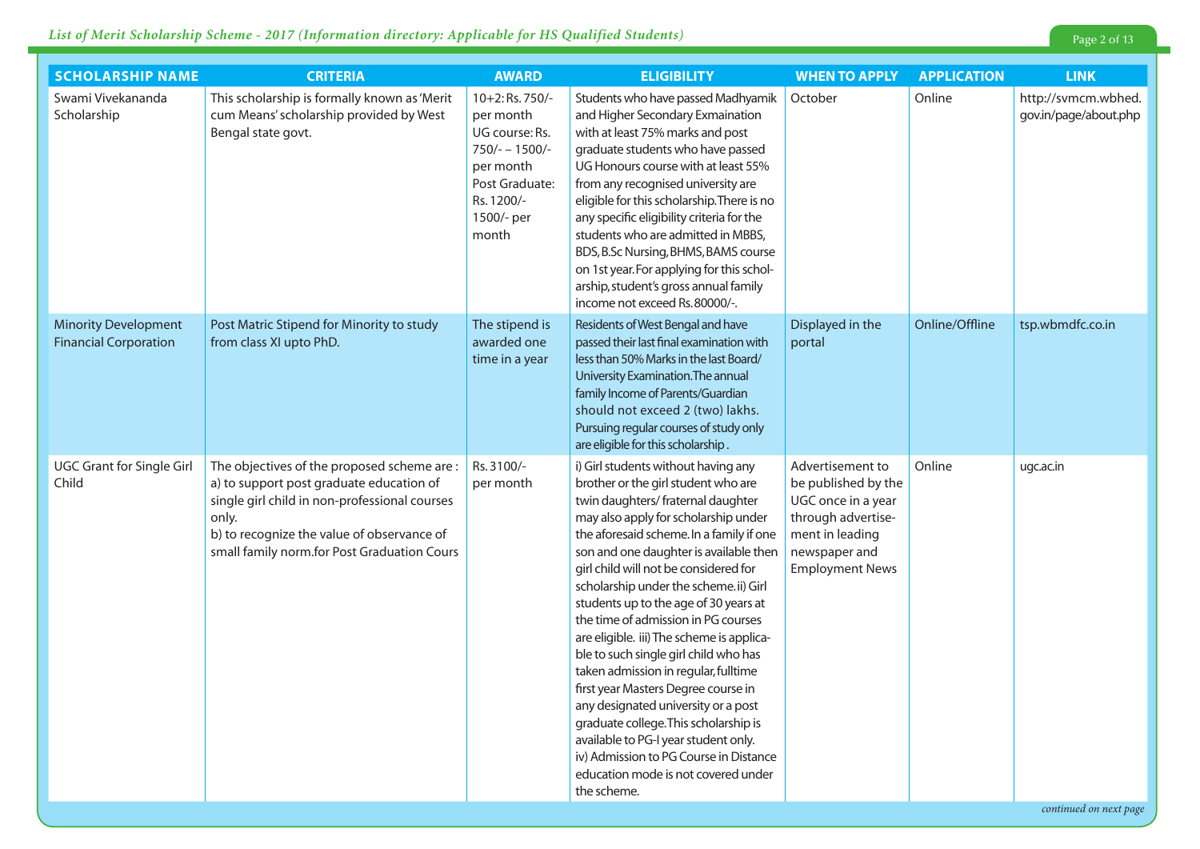| SCHOLARSHIP NAME | CRITERIA | AWARD | ELIGIBILITY | WHEN TO APPLY | APPLICATION | LINK |
|---|---|---|---|---|---|---|
| Swami Vivekananda Scholarship | This scholarship is formally known as 'Merit cum Means' scholarship provided by West Bengal state govt. | 10+2: Rs. 750/- per month UG course: Rs. 750/- – 1500/- per month Post Graduate: Rs. 1200/- 1500/- per month | Students who have passed Madhyamik and Higher Secondary Exmaination with at least 75% marks and post graduate students who have passed UG Honours course with at least 55% from any recognised university are eligible for this scholarship. There is no any specific eligibility criteria for the students who are admitted in MBBS, BDS, B.Sc Nursing, BHMS, BAMS course on 1st year. For applying for this scholarship, student's gross annual family income not exceed Rs. 80000/-. | October | Online | http://svmcm.wbhed.gov.in/page/about.php |
| Minority Development Financial Corporation | Post Matric Stipend for Minority to study from class XI upto PhD. | The stipend is awarded one time in a year | Residents of West Bengal and have passed their last final examination with less than 50% Marks in the last Board/ University Examination. The annual family Income of Parents/Guardian should not exceed 2 (two) lakhs. Pursuing regular courses of study only are eligible for this scholarship . | Displayed in the portal | Online/Offline | tsp.wbmdfc.co.in |
| UGC Grant for Single Girl Child | The objectives of the proposed scheme are : a) to support post graduate education of single girl child in non-professional courses only. b) to recognize the value of observance of small family norm.for Post Graduation Cours | Rs. 3100/- per month | i) Girl students without having any brother or the girl student who are twin daughters/ fraternal daughter may also apply for scholarship under the aforesaid scheme. In a family if one son and one daughter is available then girl child will not be considered for scholarship under the scheme. ii) Girl students up to the age of 30 years at the time of admission in PG courses are eligible. iii) The scheme is applicable to such single girl child who has taken admission in regular, fulltime first year Masters Degree course in any designated university or a post graduate college. This scholarship is available to PG-I year student only. iv) Admission to PG Course in Distance education mode is not covered under the scheme. | Advertisement to be published by the UGC once in a year through advertisement in leading newspaper and Employment News | Online | ugc.ac.in |

*continued on next page*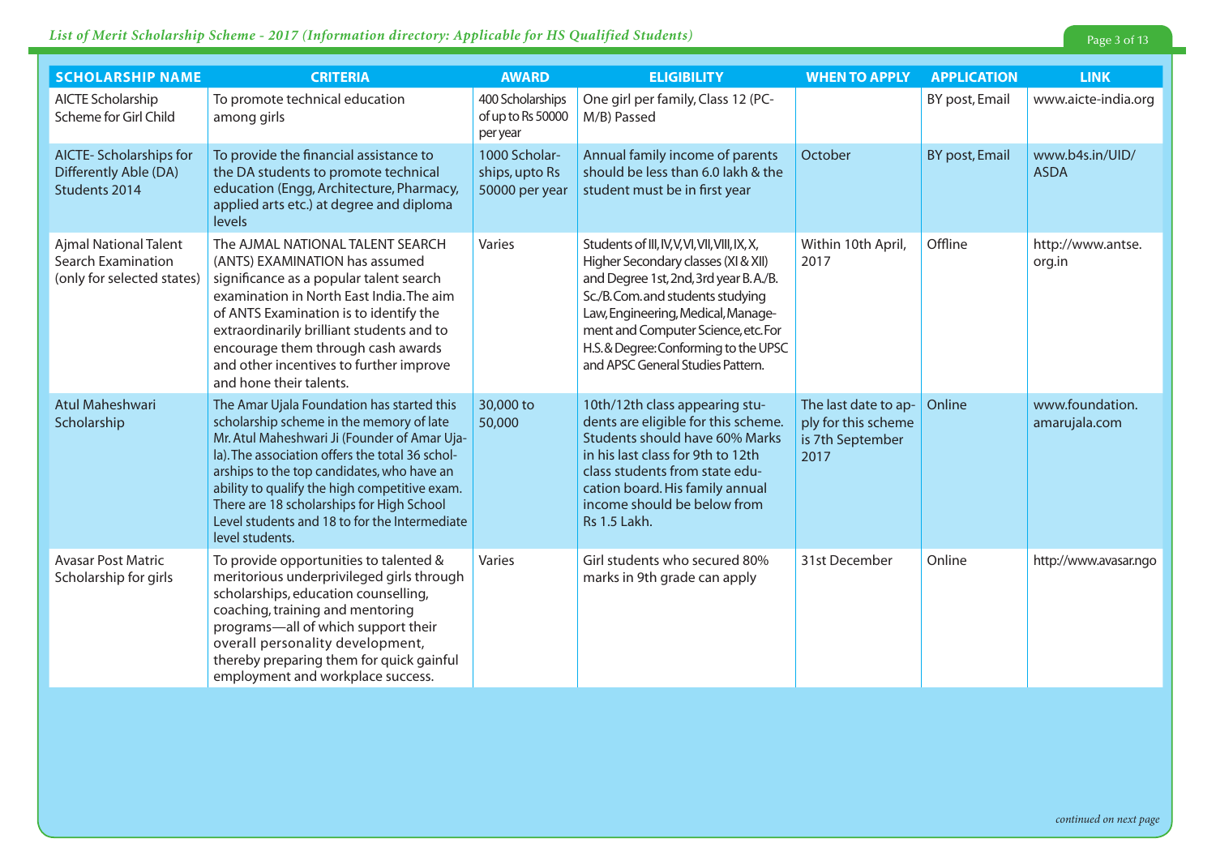| SCHOLARSHIP NAME | CRITERIA | AWARD | ELIGIBILITY | WHEN TO APPLY | APPLICATION | LINK |
|---|---|---|---|---|---|---|
| AICTE Scholarship Scheme for Girl Child | To promote technical education among girls | 400 Scholarships of up to Rs 50000 per year | One girl per family, Class 12 (PC-M/B) Passed | | BY post, Email | www.aicte-india.org |
| AICTE- Scholarships for Differently Able (DA) Students 2014 | To provide the financial assistance to the DA students to promote technical education (Engg, Architecture, Pharmacy, applied arts etc.) at degree and diploma levels | 1000 Scholarships, upto Rs 50000 per year | Annual family income of parents should be less than 6.0 lakh & the student must be in first year | October | BY post, Email | www.b4s.in/UID/ASDA |
| Ajmal National Talent Search Examination (only for selected states) | The AJMAL NATIONAL TALENT SEARCH (ANTS) EXAMINATION has assumed significance as a popular talent search examination in North East India. The aim of ANTS Examination is to identify the extraordinarily brilliant students and to encourage them through cash awards and other incentives to further improve and hone their talents. | Varies | Students of III, IV, V, VI, VII, VIII, IX, X, Higher Secondary classes (XI & XII) and Degree 1st, 2nd, 3rd year B. A./B. Sc./B. Com. and students studying Law, Engineering, Medical, Management and Computer Science, etc. For H.S. & Degree: Conforming to the UPSC and APSC General Studies Pattern. | Within 10th April, 2017 | Offline | http://www.antse.org.in |
| Atul Maheshwari Scholarship | The Amar Ujala Foundation has started this scholarship scheme in the memory of late Mr. Atul Maheshwari Ji (Founder of Amar Ujala). The association offers the total 36 scholarships to the top candidates, who have an ability to qualify the high competitive exam. There are 18 scholarships for High School Level students and 18 to for the Intermediate level students. | 30,000 to 50,000 | 10th/12th class appearing students are eligible for this scheme. Students should have 60% Marks in his last class for 9th to 12th class students from state education board. His family annual income should be below from Rs 1.5 Lakh. | The last date to apply for this scheme is 7th September 2017 | Online | www.foundation.amarujala.com |
| Avasar Post Matric Scholarship for girls | To provide opportunities to talented & meritorious underprivileged girls through scholarships, education counselling, coaching, training and mentoring programs—all of which support their overall personality development, thereby preparing them for quick gainful employment and workplace success. | Varies | Girl students who secured 80% marks in 9th grade can apply | 31st December | Online | http://www.avasar.ngo |

*continued on next page*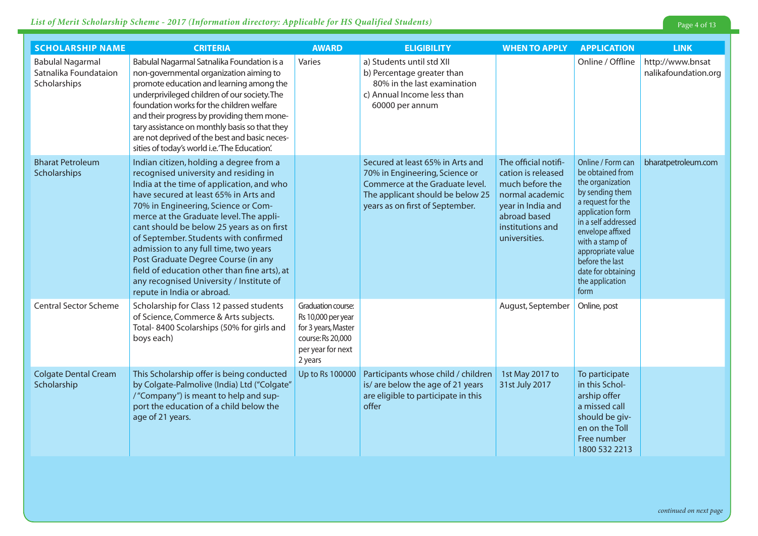| SCHOLARSHIP NAME | CRITERIA | AWARD | ELIGIBILITY | WHEN TO APPLY | APPLICATION | LINK |
|---|---|---|---|---|---|---|
| Babulal Nagarmal Satnalika Foundataion Scholarships | Babulal Nagarmal Satnalika Foundation is a non-governmental organization aiming to promote education and learning among the underprivileged children of our society. The foundation works for the children welfare and their progress by providing them monetary assistance on monthly basis so that they are not deprived of the best and basic necessities of today's world i.e. 'The Education'. | Varies | a) Students until std XII<br>b) Percentage greater than 80% in the last examination<br>c) Annual Income less than 60000 per annum | | Online / Offline | http://www.bnsatnalikafoundation.org |
| Bharat Petroleum Scholarships | Indian citizen, holding a degree from a recognised university and residing in India at the time of application, and who have secured at least 65% in Arts and 70% in Engineering, Science or Commerce at the Graduate level. The applicant should be below 25 years as on first of September. Students with confirmed admission to any full time, two years Post Graduate Degree Course (in any field of education other than fine arts), at any recognised University / Institute of repute in India or abroad. | | Secured at least 65% in Arts and 70% in Engineering, Science or Commerce at the Graduate level. The applicant should be below 25 years as on first of September. | The official notification is released much before the normal academic year in India and abroad based institutions and universities. | Online / Form can be obtained from the organization by sending them a request for the application form in a self addressed envelope affixed with a stamp of appropriate value before the last date for obtaining the application form | bharatpetroleum.com |
| Central Sector Scheme | Scholarship for Class 12 passed students of Science, Commerce & Arts subjects. Total- 8400 Scolarships (50% for girls and boys each) | Graduation course: Rs 10,000 per year for 3 years, Master course: Rs 20,000 per year for next 2 years | | August, September | Online, post | |
| Colgate Dental Cream Scholarship | This Scholarship offer is being conducted by Colgate-Palmolive (India) Ltd ("Colgate" / "Company") is meant to help and support the education of a child below the age of 21 years. | Up to Rs 100000 | Participants whose child / children is/ are below the age of 21 years are eligible to participate in this offer | 1st May 2017 to 31st July 2017 | To participate in this Scholarship offer a missed call should be given on the Toll Free number 1800 532 2213 | |

*continued on next page*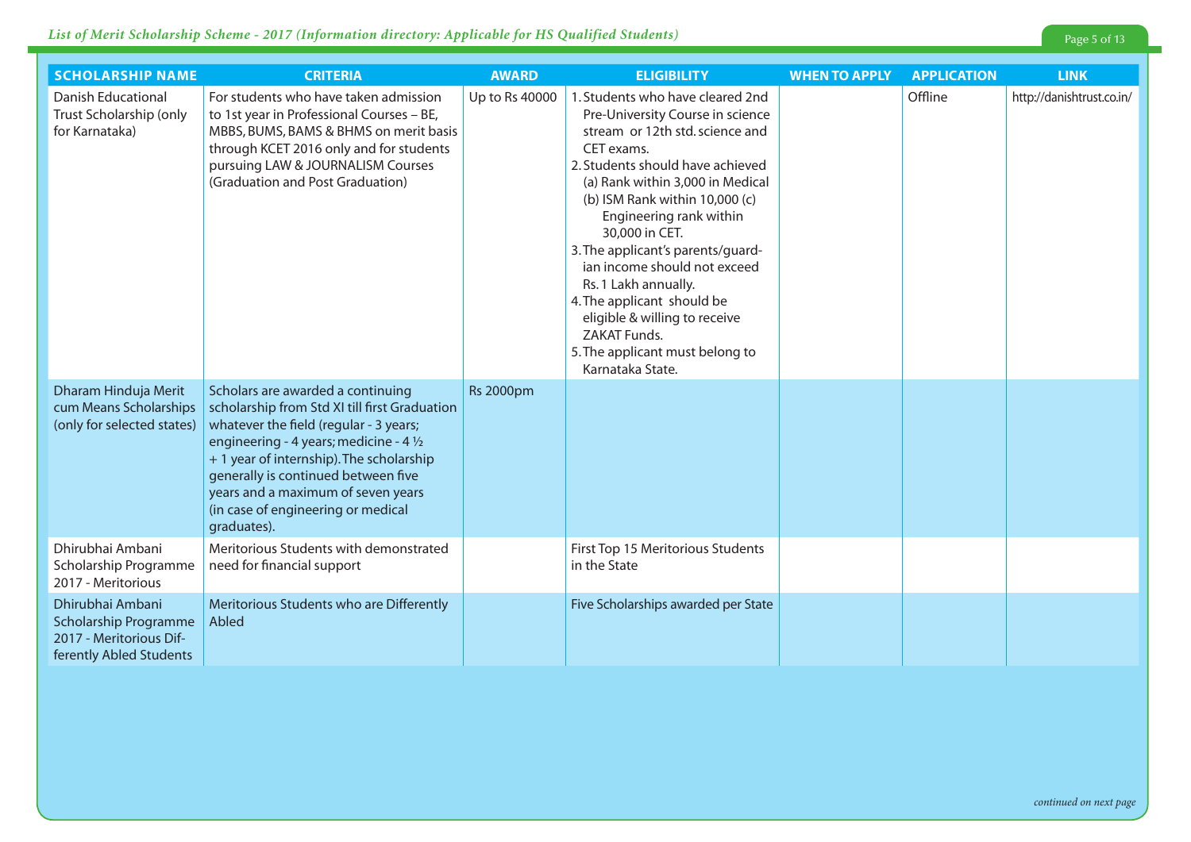| SCHOLARSHIP NAME | CRITERIA | AWARD | ELIGIBILITY | WHEN TO APPLY | APPLICATION | LINK |
|---|---|---|---|---|---|---|
| Danish Educational Trust Scholarship (only for Karnataka) | For students who have taken admission to 1st year in Professional Courses – BE, MBBS, BUMS, BAMS & BHMS on merit basis through KCET 2016 only and for students pursuing LAW & JOURNALISM Courses (Graduation and Post Graduation) | Up to Rs 40000 | 1. Students who have cleared 2nd Pre-University Course in science stream or 12th std. science and CET exams. 2. Students should have achieved (a) Rank within 3,000 in Medical (b) ISM Rank within 10,000 (c) Engineering rank within 30,000 in CET. 3. The applicant's parents/guardian income should not exceed Rs. 1 Lakh annually. 4. The applicant should be eligible & willing to receive ZAKAT Funds. 5. The applicant must belong to Karnataka State. | | Offline | http://danishtrust.co.in/ |
| Dharam Hinduja Merit cum Means Scholarships (only for selected states) | Scholars are awarded a continuing scholarship from Std XI till first Graduation whatever the field (regular - 3 years; engineering - 4 years; medicine - 4 ½ + 1 year of internship). The scholarship generally is continued between five years and a maximum of seven years (in case of engineering or medical graduates). | Rs 2000pm | | | | |
| Dhirubhai Ambani Scholarship Programme 2017 - Meritorious | Meritorious Students with demonstrated need for financial support | | First Top 15 Meritorious Students in the State | | | |
| Dhirubhai Ambani Scholarship Programme 2017 - Meritorious Differently Abled Students | Meritorious Students who are Differently Abled | | Five Scholarships awarded per State | | | |

*continued on next page*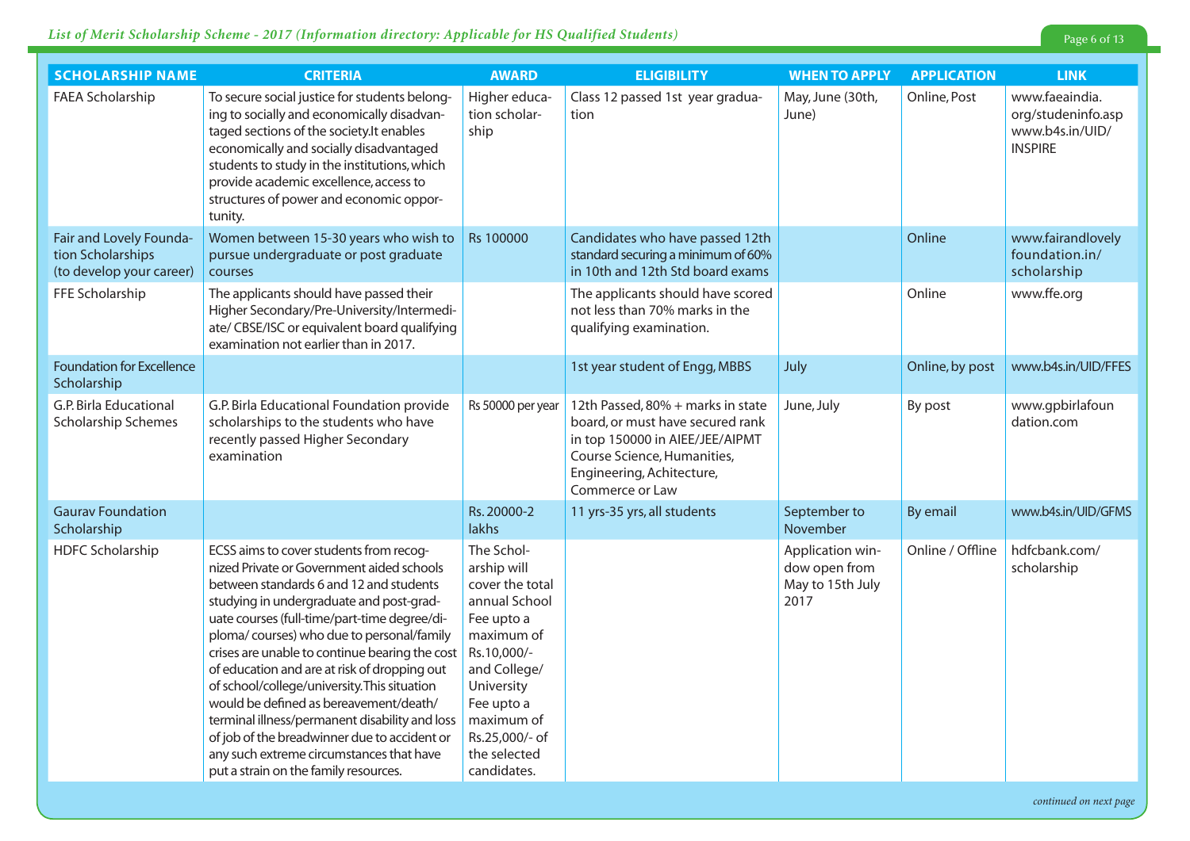| SCHOLARSHIP NAME | CRITERIA | AWARD | ELIGIBILITY | WHEN TO APPLY | APPLICATION | LINK |
|---|---|---|---|---|---|---|
| FAEA Scholarship | To secure social justice for students belonging to socially and economically disadvantaged sections of the society.It enables economically and socially disadvantaged students to study in the institutions, which provide academic excellence, access to structures of power and economic opportunity. | Higher education scholarship | Class 12 passed 1st year graduation | May, June (30th, June) | Online, Post | www.faeaindia.org/studeninfo.asp www.b4s.in/UID/INSPIRE |
| Fair and Lovely Foundation Scholarships (to develop your career) | Women between 15-30 years who wish to pursue undergraduate or post graduate courses | Rs 100000 | Candidates who have passed 12th standard securing a minimum of 60% in 10th and 12th Std board exams | | Online | www.fairandlovelyfoundation.in/scholarship |
| FFE Scholarship | The applicants should have passed their Higher Secondary/Pre-University/Intermediate/ CBSE/ISC or equivalent board qualifying examination not earlier than in 2017. | | The applicants should have scored not less than 70% marks in the qualifying examination. | | Online | www.ffe.org |
| Foundation for Excellence Scholarship | | | 1st year student of Engg, MBBS | July | Online, by post | www.b4s.in/UID/FFES |
| G.P. Birla Educational Scholarship Schemes | G.P. Birla Educational Foundation provide scholarships to the students who have recently passed Higher Secondary examination | Rs 50000 per year | 12th Passed, 80% + marks in state board, or must have secured rank in top 150000 in AIEEE/JEE/AIPMT Course Science, Humanities, Engineering, Achitecture, Commerce or Law | June, July | By post | www.gpbirlafoundation.com |
| Gaurav Foundation Scholarship | | Rs. 20000-2 lakhs | 11 yrs-35 yrs, all students | September to November | By email | www.b4s.in/UID/GFMS |
| HDFC Scholarship | ECSS aims to cover students from recognized Private or Government aided schools between standards 6 and 12 and students studying in undergraduate and post-graduate courses (full-time/part-time degree/diploma/ courses) who due to personal/family crises are unable to continue bearing the cost of education and are at risk of dropping out of school/college/university.This situation would be defined as bereavement/death/terminal illness/permanent disability and loss of job of the breadwinner due to accident or any such extreme circumstances that have put a strain on the family resources. | The Scholarship will cover the total annual School Fee upto a maximum of Rs.10,000/- and College/University Fee upto a maximum of Rs.25,000/- of the selected candidates. | | Application window open from May to 15th July 2017 | Online / Offline | hdfcbank.com/scholarship |

*continued on next page*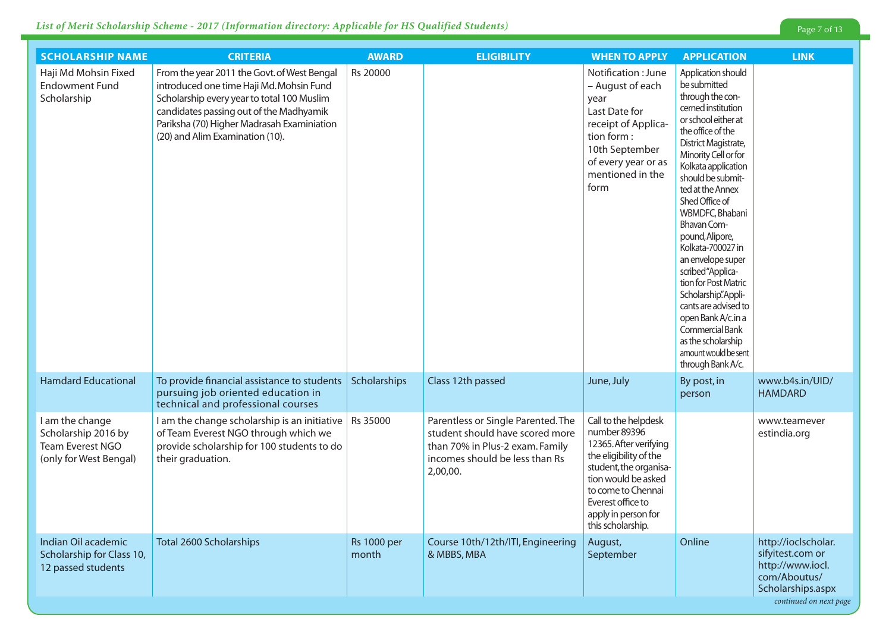| SCHOLARSHIP NAME | CRITERIA | AWARD | ELIGIBILITY | WHEN TO APPLY | APPLICATION | LINK |
|---|---|---|---|---|---|---|
| Haji Md Mohsin Fixed Endowment Fund Scholarship | From the year 2011 the Govt. of West Bengal introduced one time Haji Md. Mohsin Fund Scholarship every year to total 100 Muslim candidates passing out of the Madhyamik Pariksha (70) Higher Madrasah Examiniation (20) and Alim Examination (10). | Rs 20000 | | Notification : June – August of each year Last Date for receipt of Application form : 10th September of every year or as mentioned in the form | Application should be submitted through the concerned institution or school either at the office of the District Magistrate, Minority Cell or for Kolkata application should be submitted at the Annex Shed Office of WBMDFC, Bhabani Bhavan Compound, Alipore, Kolkata-700027 in an envelope super scribed "Application for Post Matric Scholarship". Applicants are advised to open Bank A/c. in a Commercial Bank as the scholarship amount would be sent through Bank A/c. | |
| Hamdard Educational | To provide financial assistance to students pursuing job oriented education in technical and professional courses | Scholarships | Class 12th passed | June, July | By post, in person | www.b4s.in/UID/HAMDARD |
| I am the change Scholarship 2016 by Team Everest NGO (only for West Bengal) | I am the change scholarship is an initiative of Team Everest NGO through which we provide scholarship for 100 students to do their graduation. | Rs 35000 | Parentless or Single Parented. The student should have scored more than 70% in Plus-2 exam. Family incomes should be less than Rs 2,00,00. | Call to the helpdesk number 89396 12365. After verifying the eligibility of the student, the organisation would be asked to come to Chennai Everest office to apply in person for this scholarship. | | www.teameverestindia.org |
| Indian Oil academic Scholarship for Class 10, 12 passed students | Total 2600 Scholarships | Rs 1000 per month | Course 10th/12th/ITI, Engineering & MBBS, MBA | August, September | Online | http://ioclscholar.sifyitest.com or http://www.iocl.com/Aboutus/Scholarships.aspx |

*continued on next page*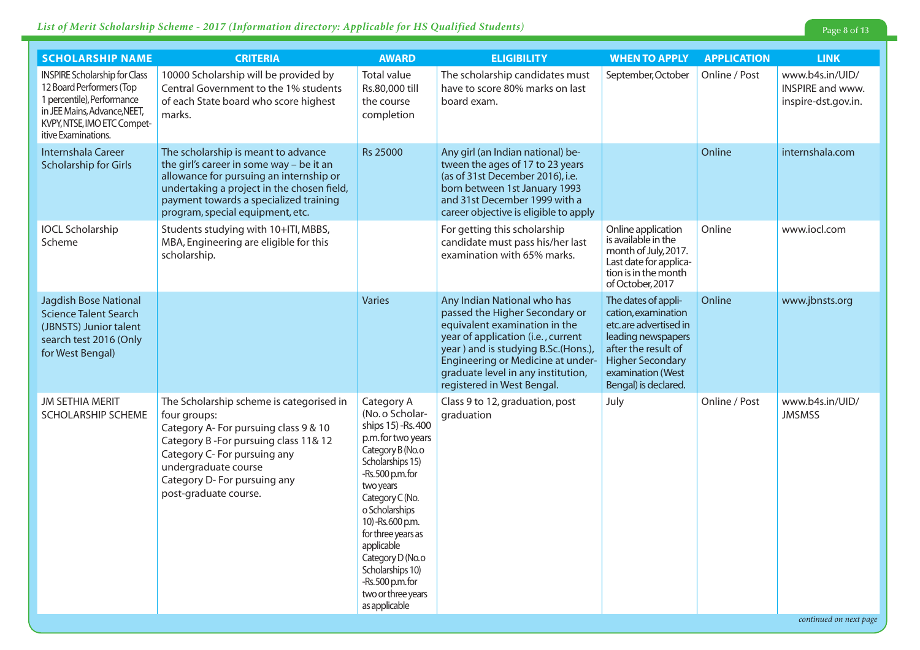| SCHOLARSHIP NAME | CRITERIA | AWARD | ELIGIBILITY | WHEN TO APPLY | APPLICATION | LINK |
|---|---|---|---|---|---|---|
| INSPIRE Scholarship for Class 12 Board Performers (Top 1 percentile), Performance in JEE Mains, Advance, NEET, KVPY, NTSE, IMO ETC Competitive Examinations. | 10000 Scholarship will be provided by Central Government to the 1% students of each State board who score highest marks. | Total value Rs.80,000 till the course completion | The scholarship candidates must have to score 80% marks on last board exam. | September, October | Online / Post | www.b4s.in/UID/INSPIRE and www.inspire-dst.gov.in. |
| Internshala Career Scholarship for Girls | The scholarship is meant to advance the girl's career in some way – be it an allowance for pursuing an internship or undertaking a project in the chosen field, payment towards a specialized training program, special equipment, etc. | Rs 25000 | Any girl (an Indian national) between the ages of 17 to 23 years (as of 31st December 2016), i.e. born between 1st January 1993 and 31st December 1999 with a career objective is eligible to apply | | Online | internshala.com |
| IOCL Scholarship Scheme | Students studying with 10+ITI, MBBS, MBA, Engineering are eligible for this scholarship. | | For getting this scholarship candidate must pass his/her last examination with 65% marks. | Online application is available in the month of July, 2017. Last date for application is in the month of October, 2017 | Online | www.iocl.com |
| Jagdish Bose National Science Talent Search (JBNSTS) Junior talent search test 2016 (Only for West Bengal) | | Varies | Any Indian National who has passed the Higher Secondary or equivalent examination in the year of application (i.e., current year ) and is studying B.Sc.(Hons.), Engineering or Medicine at undergraduate level in any institution, registered in West Bengal. | The dates of application, examination etc. are advertised in leading newspapers after the result of Higher Secondary examination (West Bengal) is declared. | Online | www.jbnsts.org |
| JM SETHIA MERIT SCHOLARSHIP SCHEME | The Scholarship scheme is categorised in four groups:<br>Category A- For pursuing class 9 & 10<br>Category B -For pursuing class 11& 12<br>Category C- For pursuing any undergraduate course<br>Category D- For pursuing any post-graduate course. | Category A (No. o Scholarships 15) -Rs. 400 p.m. for two years<br>Category B (No. o Scholarships 15) -Rs. 500 p.m. for two years<br>Category C (No. o Scholarships 10) -Rs. 600 p.m. for three years as applicable<br>Category D (No. o Scholarships 10) -Rs. 500 p.m. for two or three years as applicable | Class 9 to 12, graduation, post graduation | July | Online / Post | www.b4s.in/UID/JMSMSS |

*continued on next page*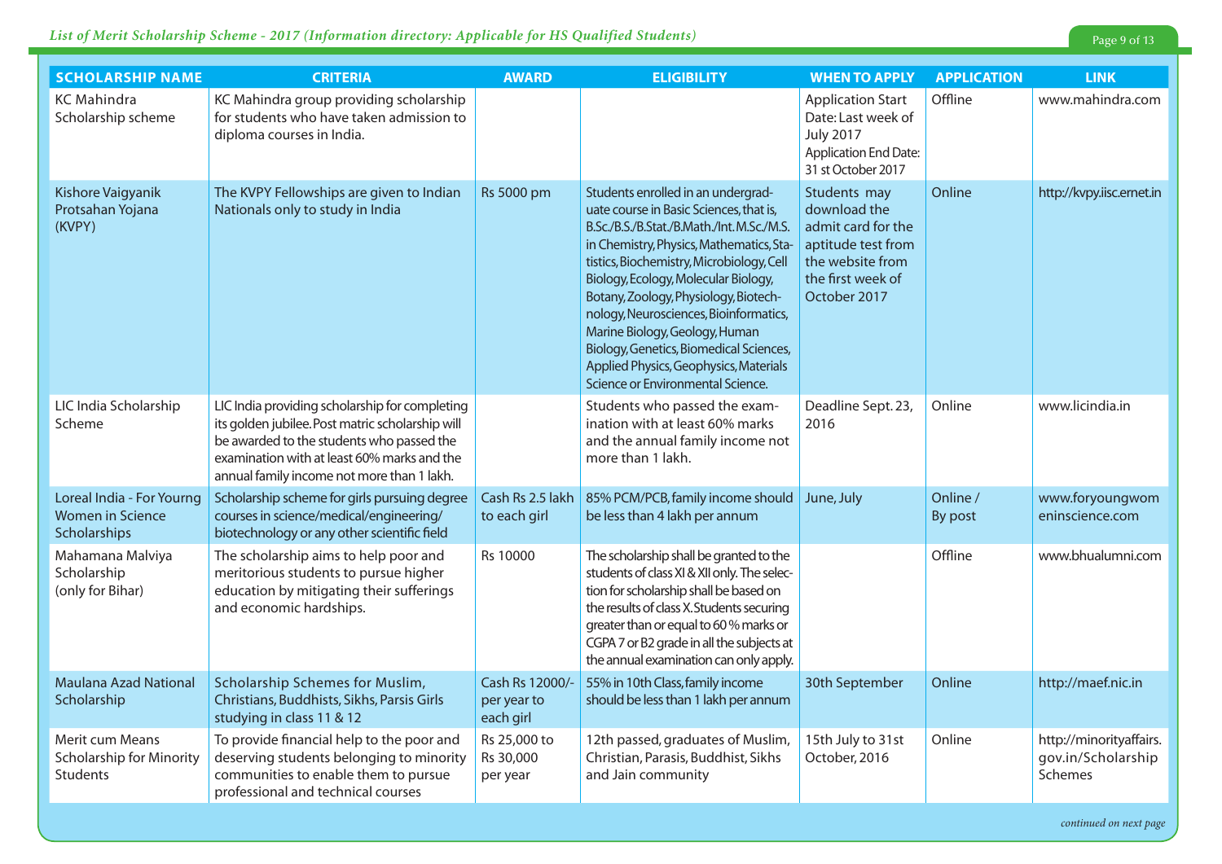| SCHOLARSHIP NAME | CRITERIA | AWARD | ELIGIBILITY | WHEN TO APPLY | APPLICATION | LINK |
|---|---|---|---|---|---|---|
| KC Mahindra Scholarship scheme | KC Mahindra group providing scholarship for students who have taken admission to diploma courses in India. | | | Application Start Date: Last week of July 2017 Application End Date: 31 st October 2017 | Offline | www.mahindra.com |
| Kishore Vaigyanik Protsahan Yojana (KVPY) | The KVPY Fellowships are given to Indian Nationals only to study in India | Rs 5000 pm | Students enrolled in an undergraduate course in Basic Sciences, that is, B.Sc./B.S./B.Stat./B.Math./Int. M.Sc./M.S. in Chemistry, Physics, Mathematics, Statistics, Biochemistry, Microbiology, Cell Biology, Ecology, Molecular Biology, Botany, Zoology, Physiology, Biotechnology, Neurosciences, Bioinformatics, Marine Biology, Geology, Human Biology, Genetics, Biomedical Sciences, Applied Physics, Geophysics, Materials Science or Environmental Science. | Students may download the admit card for the aptitude test from the website from the first week of October 2017 | Online | http://kvpy.iisc.ernet.in |
| LIC India Scholarship Scheme | LIC India providing scholarship for completing its golden jubilee. Post matric scholarship will be awarded to the students who passed the examination with at least 60% marks and the annual family income not more than 1 lakh. | | Students who passed the examination with at least 60% marks and the annual family income not more than 1 lakh. | Deadline Sept. 23, 2016 | Online | www.licindia.in |
| Loreal India - For Yourng Women in Science Scholarships | Scholarship scheme for girls pursuing degree courses in science/medical/engineering/ biotechnology or any other scientific field | Cash Rs 2.5 lakh to each girl | 85% PCM/PCB, family income should be less than 4 lakh per annum | June, July | Online / By post | www.foryoungwomeninscience.com |
| Mahamana Malviya Scholarship (only for Bihar) | The scholarship aims to help poor and meritorious students to pursue higher education by mitigating their sufferings and economic hardships. | Rs 10000 | The scholarship shall be granted to the students of class XI & XII only. The selection for scholarship shall be based on the results of class X. Students securing greater than or equal to 60 % marks or CGPA 7 or B2 grade in all the subjects at the annual examination can only apply. | | Offline | www.bhualumni.com |
| Maulana Azad National Scholarship | Scholarship Schemes for Muslim, Christians, Buddhists, Sikhs, Parsis Girls studying in class 11 & 12 | Cash Rs 12000/- per year to each girl | 55% in 10th Class, family income should be less than 1 lakh per annum | 30th September | Online | http://maef.nic.in |
| Merit cum Means Scholarship for Minority Students | To provide financial help to the poor and deserving students belonging to minority communities to enable them to pursue professional and technical courses | Rs 25,000 to Rs 30,000 per year | 12th passed, graduates of Muslim, Christian, Parasis, Buddhist, Sikhs and Jain community | 15th July to 31st October, 2016 | Online | http://minorityaffairs.gov.in/Scholarship Schemes |

*continued on next page*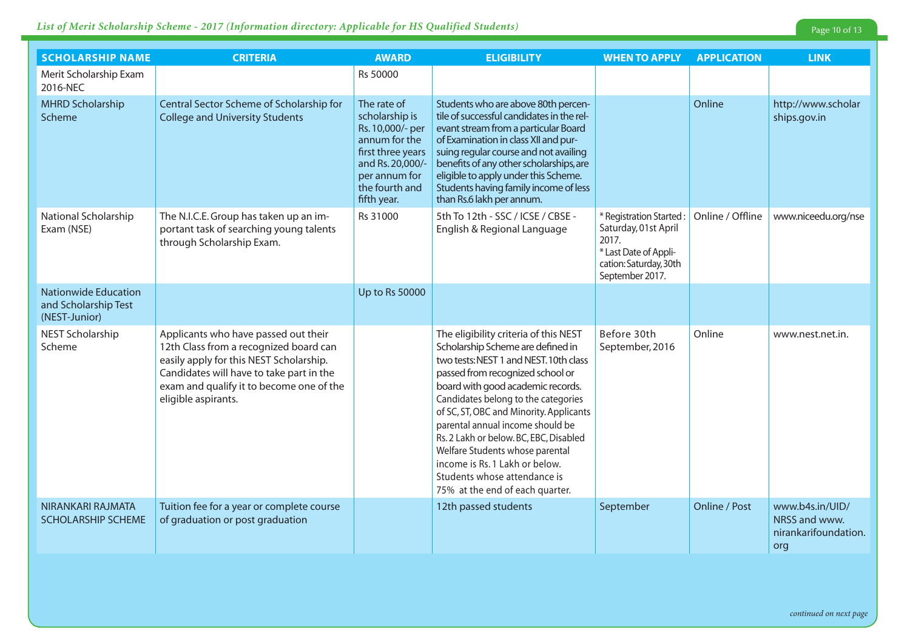| SCHOLARSHIP NAME | CRITERIA | AWARD | ELIGIBILITY | WHEN TO APPLY | APPLICATION | LINK |
|---|---|---|---|---|---|---|
| Merit Scholarship Exam 2016-NEC | | Rs 50000 | | | | |
| MHRD Scholarship Scheme | Central Sector Scheme of Scholarship for College and University Students | The rate of scholarship is Rs. 10,000/- per annum for the first three years and Rs. 20,000/- per annum for the fourth and fifth year. | Students who are above 80th percentile of successful candidates in the relevant stream from a particular Board of Examination in class XII and pursuing regular course and not availing benefits of any other scholarships, are eligible to apply under this Scheme. Students having family income of less than Rs.6 lakh per annum. | | Online | http://www.scholarships.gov.in |
| National Scholarship Exam (NSE) | The N.I.C.E. Group has taken up an important task of searching young talents through Scholarship Exam. | Rs 31000 | 5th To 12th - SSC / ICSE / CBSE - English & Regional Language | * Registration Started : Saturday, 01st April 2017. * Last Date of Application: Saturday, 30th September 2017. | Online / Offline | www.niceedu.org/nse |
| Nationwide Education and Scholarship Test (NEST-Junior) | | Up to Rs 50000 | | | | |
| NEST Scholarship Scheme | Applicants who have passed out their 12th Class from a recognized board can easily apply for this NEST Scholarship. Candidates will have to take part in the exam and qualify it to become one of the eligible aspirants. | | The eligibility criteria of this NEST Scholarship Scheme are defined in two tests: NEST 1 and NEST. 10th class passed from recognized school or board with good academic records. Candidates belong to the categories of SC, ST, OBC and Minority. Applicants parental annual income should be Rs. 2 Lakh or below. BC, EBC, Disabled Welfare Students whose parental income is Rs. 1 Lakh or below. Students whose attendance is 75% at the end of each quarter. | Before 30th September, 2016 | Online | www.nest.net.in. |
| NIRANKARI RAJMATA SCHOLARSHIP SCHEME | Tuition fee for a year or complete course of graduation or post graduation | | 12th passed students | September | Online / Post | www.b4s.in/UID/NRSS and www.nirankarifoundation.org |

*continued on next page*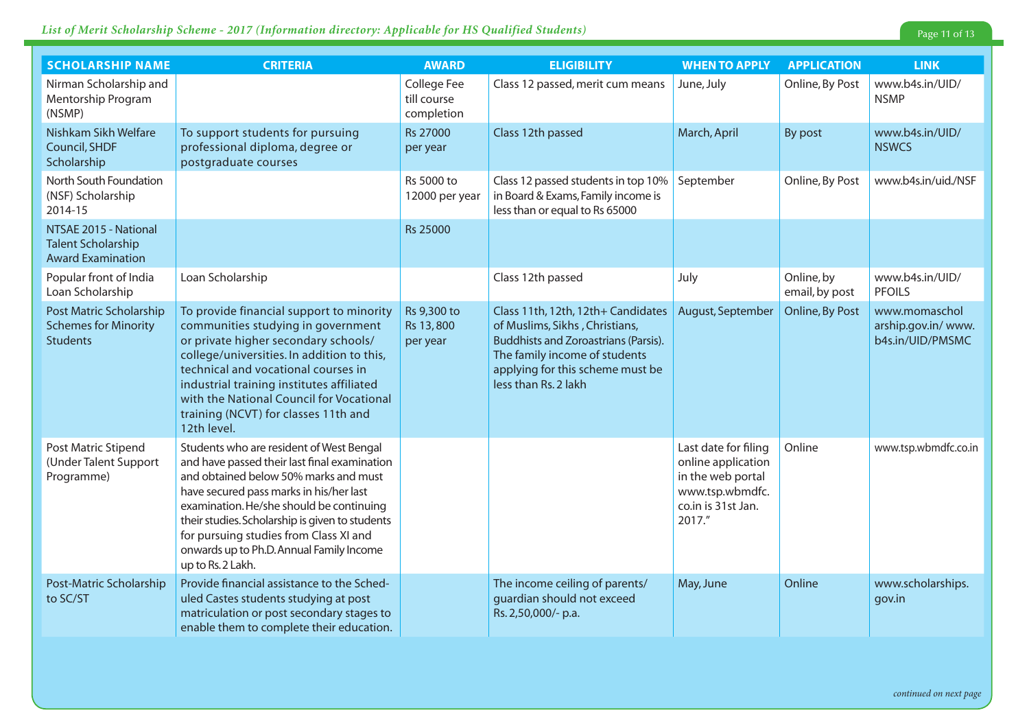| SCHOLARSHIP NAME | CRITERIA | AWARD | ELIGIBILITY | WHEN TO APPLY | APPLICATION | LINK |
|---|---|---|---|---|---|---|
| Nirman Scholarship and Mentorship Program (NSMP) | | College Fee till course completion | Class 12 passed, merit cum means | June, July | Online, By Post | www.b4s.in/UID/NSMP |
| Nishkam Sikh Welfare Council, SHDF Scholarship | To support students for pursuing professional diploma, degree or postgraduate courses | Rs 27000 per year | Class 12th passed | March, April | By post | www.b4s.in/UID/NSWCS |
| North South Foundation (NSF) Scholarship 2014-15 | | Rs 5000 to 12000 per year | Class 12 passed students in top 10% in Board & Exams, Family income is less than or equal to Rs 65000 | September | Online, By Post | www.b4s.in/uid./NSF |
| NTSAE 2015 - National Talent Scholarship Award Examination | | Rs 25000 | | | | |
| Popular front of India Loan Scholarship | Loan Scholarship | | Class 12th passed | July | Online, by email, by post | www.b4s.in/UID/PFOILS |
| Post Matric Scholarship Schemes for Minority Students | To provide financial support to minority communities studying in government or private higher secondary schools/ college/universities. In addition to this, technical and vocational courses in industrial training institutes affiliated with the National Council for Vocational training (NCVT) for classes 11th and 12th level. | Rs 9,300 to Rs 13,800 per year | Class 11th, 12th, 12th+ Candidates of Muslims, Sikhs , Christians, Buddhists and Zoroastrians (Parsis). The family income of students applying for this scheme must be less than Rs. 2 lakh | August, September | Online, By Post | www.momascholarship.gov.in/ www.b4s.in/UID/PMSMC |
| Post Matric Stipend (Under Talent Support Programme) | Students who are resident of West Bengal and have passed their last final examination and obtained below 50% marks and must have secured pass marks in his/her last examination. He/she should be continuing their studies. Scholarship is given to students for pursuing studies from Class XI and onwards up to Ph.D. Annual Family Income up to Rs. 2 Lakh. | | | Last date for filing online application in the web portal www.tsp.wbmdfc.co.in is 31st Jan. 2017." | Online | www.tsp.wbmdfc.co.in |
| Post-Matric Scholarship to SC/ST | Provide financial assistance to the Scheduled Castes students studying at post matriculation or post secondary stages to enable them to complete their education. | | The income ceiling of parents/ guardian should not exceed Rs. 2,50,000/- p.a. | May, June | Online | www.scholarships.gov.in |

*continued on next page*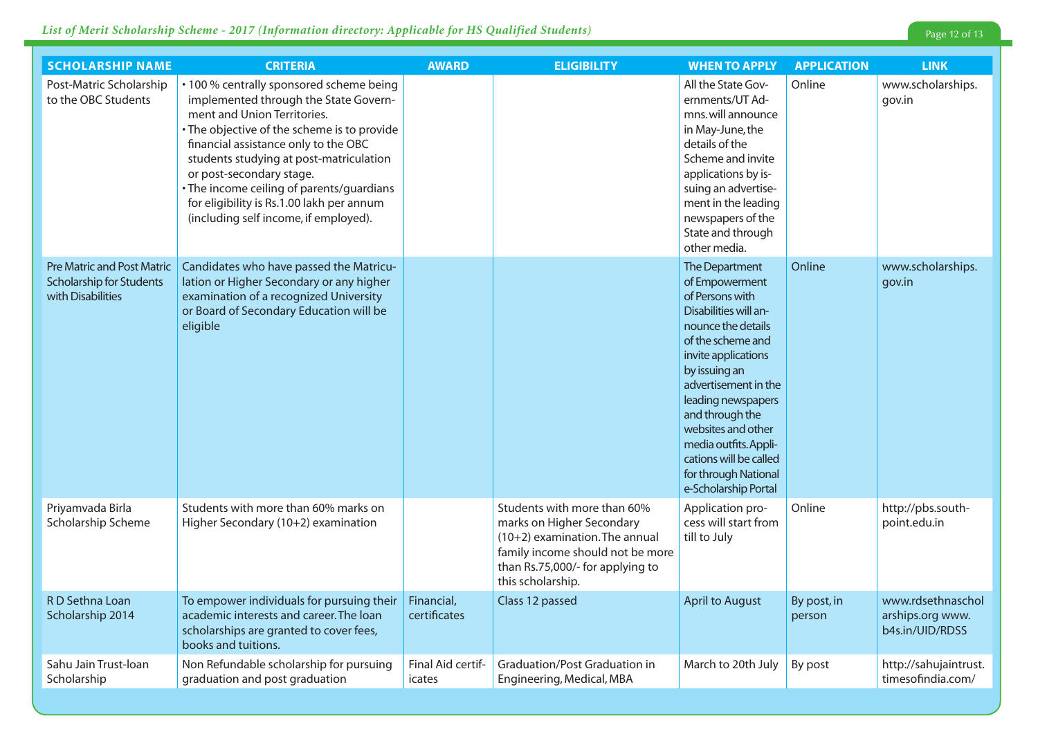| SCHOLARSHIP NAME | CRITERIA | AWARD | ELIGIBILITY | WHEN TO APPLY | APPLICATION | LINK |
|---|---|---|---|---|---|---|
| Post-Matric Scholarship to the OBC Students | • 100 % centrally sponsored scheme being implemented through the State Government and Union Territories.<br>• The objective of the scheme is to provide financial assistance only to the OBC students studying at post-matriculation or post-secondary stage.<br>• The income ceiling of parents/guardians for eligibility is Rs.1.00 lakh per annum (including self income, if employed). | | | All the State Governments/UT Admns. will announce in May-June, the details of the Scheme and invite applications by issuing an advertisement in the leading newspapers of the State and through other media. | Online | www.scholarships.gov.in |
| Pre Matric and Post Matric Scholarship for Students with Disabilities | Candidates who have passed the Matriculation or Higher Secondary or any higher examination of a recognized University or Board of Secondary Education will be eligible | | | The Department of Empowerment of Persons with Disabilities will announce the details of the scheme and invite applications by issuing an advertisement in the leading newspapers and through the websites and other media outfits. Applications will be called for through National e-Scholarship Portal | Online | www.scholarships.gov.in |
| Priyamvada Birla Scholarship Scheme | Students with more than 60% marks on Higher Secondary (10+2) examination | | Students with more than 60% marks on Higher Secondary (10+2) examination. The annual family income should not be more than Rs.75,000/- for applying to this scholarship. | Application process will start from till to July | Online | http://pbs.south-point.edu.in |
| R D Sethna Loan Scholarship 2014 | To empower individuals for pursuing their academic interests and career. The loan scholarships are granted to cover fees, books and tuitions. | Financial, certificates | Class 12 passed | April to August | By post, in person | www.rdsethnascholarships.org www.b4s.in/UID/RDSS |
| Sahu Jain Trust-loan Scholarship | Non Refundable scholarship for pursuing graduation and post graduation | Final Aid certificates | Graduation/Post Graduation in Engineering, Medical, MBA | March to 20th July | By post | http://sahujaintrust.timesofindia.com/ |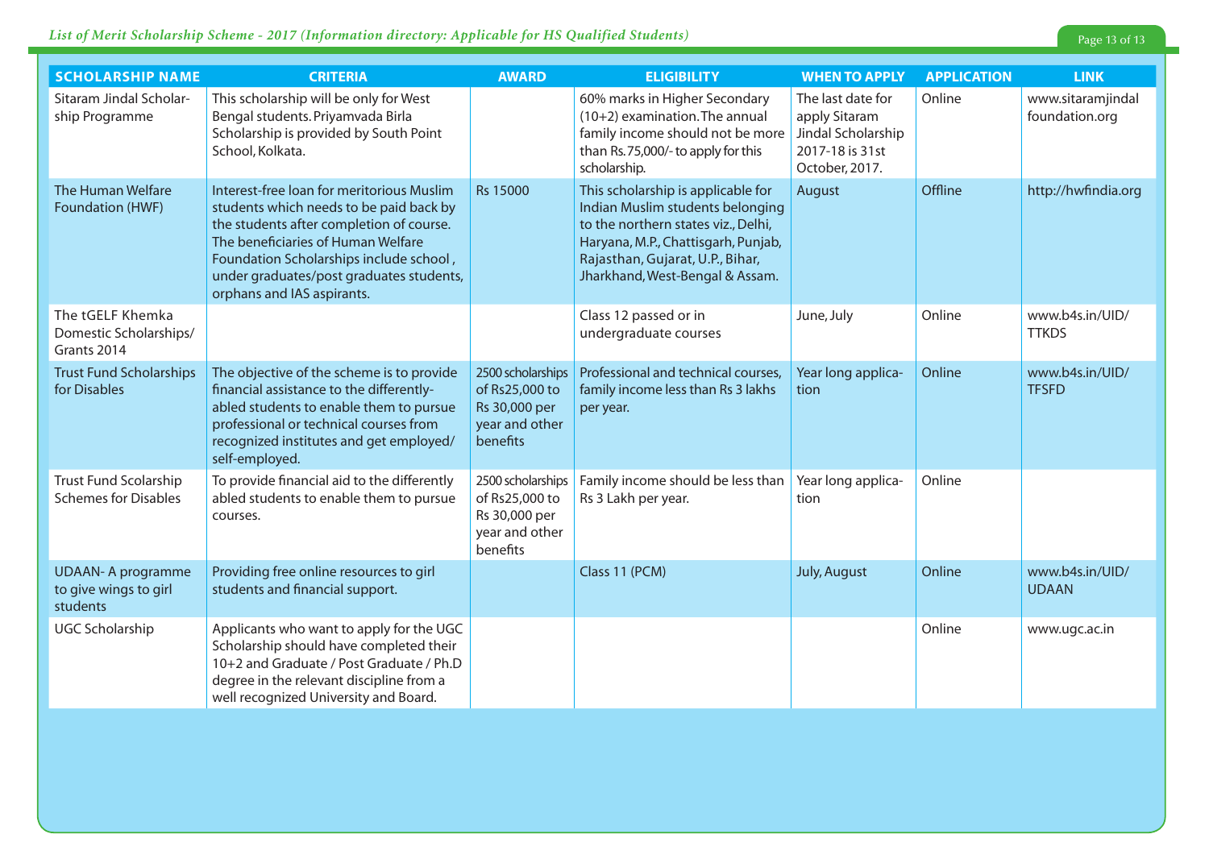*List of Merit Scholarship Scheme - 2017 (Information directory: Applicable for HS Qualified Students)*

| SCHOLARSHIP NAME | CRITERIA | AWARD | ELIGIBILITY | WHEN TO APPLY | APPLICATION | LINK |
|---|---|---|---|---|---|---|
| Sitaram Jindal Scholarship Programme | This scholarship will be only for West Bengal students. Priyamvada Birla Scholarship is provided by South Point School, Kolkata. | | 60% marks in Higher Secondary (10+2) examination. The annual family income should not be more than Rs. 75,000/- to apply for this scholarship. | The last date for apply Sitaram Jindal Scholarship 2017-18 is 31st October, 2017. | Online | www.sitaramjindalfoundation.org |
| The Human Welfare Foundation (HWF) | Interest-free loan for meritorious Muslim students which needs to be paid back by the students after completion of course. The beneficiaries of Human Welfare Foundation Scholarships include school , under graduates/post graduates students, orphans and IAS aspirants. | Rs 15000 | This scholarship is applicable for Indian Muslim students belonging to the northern states viz., Delhi, Haryana, M.P., Chattisgarh, Punjab, Rajasthan, Gujarat, U.P., Bihar, Jharkhand, West-Bengal & Assam. | August | Offline | http://hwfindia.org |
| The tGELF Khemka Domestic Scholarships/ Grants 2014 | | | Class 12 passed or in undergraduate courses | June, July | Online | www.b4s.in/UID/TTKDS |
| Trust Fund Scholarships for Disables | The objective of the scheme is to provide financial assistance to the differently-abled students to enable them to pursue professional or technical courses from recognized institutes and get employed/ self-employed. | 2500 scholarships of Rs25,000 to Rs 30,000 per year and other benefits | Professional and technical courses, family income less than Rs 3 lakhs per year. | Year long application | Online | www.b4s.in/UID/TFSFD |
| Trust Fund Scolarship Schemes for Disables | To provide financial aid to the differently abled students to enable them to pursue courses. | 2500 scholarships of Rs25,000 to Rs 30,000 per year and other benefits | Family income should be less than Rs 3 Lakh per year. | Year long application | Online | |
| UDAAN- A programme to give wings to girl students | Providing free online resources to girl students and financial support. | | Class 11 (PCM) | July, August | Online | www.b4s.in/UID/UDAAN |
| UGC Scholarship | Applicants who want to apply for the UGC Scholarship should have completed their 10+2 and Graduate / Post Graduate / Ph.D degree in the relevant discipline from a well recognized University and Board. | | | | Online | www.ugc.ac.in |